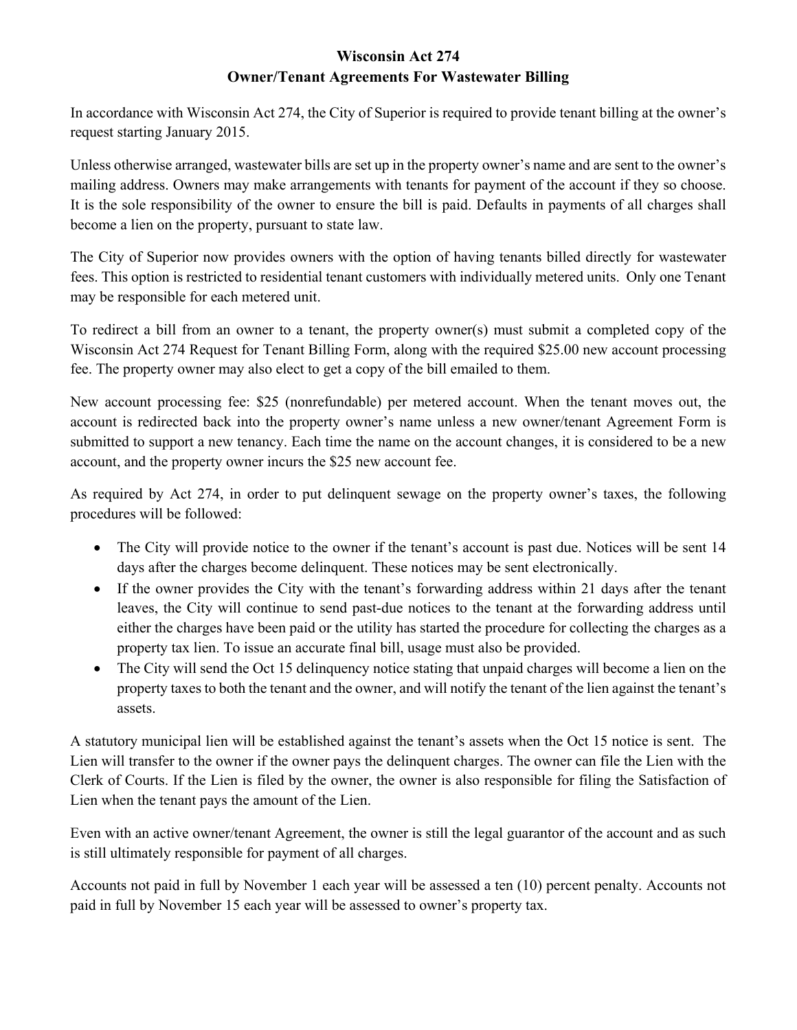# Wisconsin Act 274
## Owner/Tenant Agreements For Wastewater Billing

In accordance with Wisconsin Act 274, the City of Superior is required to provide tenant billing at the owner's request starting January 2015.

Unless otherwise arranged, wastewater bills are set up in the property owner's name and are sent to the owner's mailing address. Owners may make arrangements with tenants for payment of the account if they so choose. It is the sole responsibility of the owner to ensure the bill is paid. Defaults in payments of all charges shall become a lien on the property, pursuant to state law.

The City of Superior now provides owners with the option of having tenants billed directly for wastewater fees. This option is restricted to residential tenant customers with individually metered units. Only one Tenant may be responsible for each metered unit.

To redirect a bill from an owner to a tenant, the property owner(s) must submit a completed copy of the Wisconsin Act 274 Request for Tenant Billing Form, along with the required $25.00 new account processing fee. The property owner may also elect to get a copy of the bill emailed to them.

New account processing fee: $25 (nonrefundable) per metered account. When the tenant moves out, the account is redirected back into the property owner's name unless a new owner/tenant Agreement Form is submitted to support a new tenancy. Each time the name on the account changes, it is considered to be a new account, and the property owner incurs the $25 new account fee.

As required by Act 274, in order to put delinquent sewage on the property owner's taxes, the following procedures will be followed:

- The City will provide notice to the owner if the tenant's account is past due. Notices will be sent 14 days after the charges become delinquent. These notices may be sent electronically.
- If the owner provides the City with the tenant's forwarding address within 21 days after the tenant leaves, the City will continue to send past-due notices to the tenant at the forwarding address until either the charges have been paid or the utility has started the procedure for collecting the charges as a property tax lien. To issue an accurate final bill, usage must also be provided.
- The City will send the Oct 15 delinquency notice stating that unpaid charges will become a lien on the property taxes to both the tenant and the owner, and will notify the tenant of the lien against the tenant's assets.

A statutory municipal lien will be established against the tenant's assets when the Oct 15 notice is sent. The Lien will transfer to the owner if the owner pays the delinquent charges. The owner can file the Lien with the Clerk of Courts. If the Lien is filed by the owner, the owner is also responsible for filing the Satisfaction of Lien when the tenant pays the amount of the Lien.

Even with an active owner/tenant Agreement, the owner is still the legal guarantor of the account and as such is still ultimately responsible for payment of all charges.

Accounts not paid in full by November 1 each year will be assessed a ten (10) percent penalty. Accounts not paid in full by November 15 each year will be assessed to owner's property tax.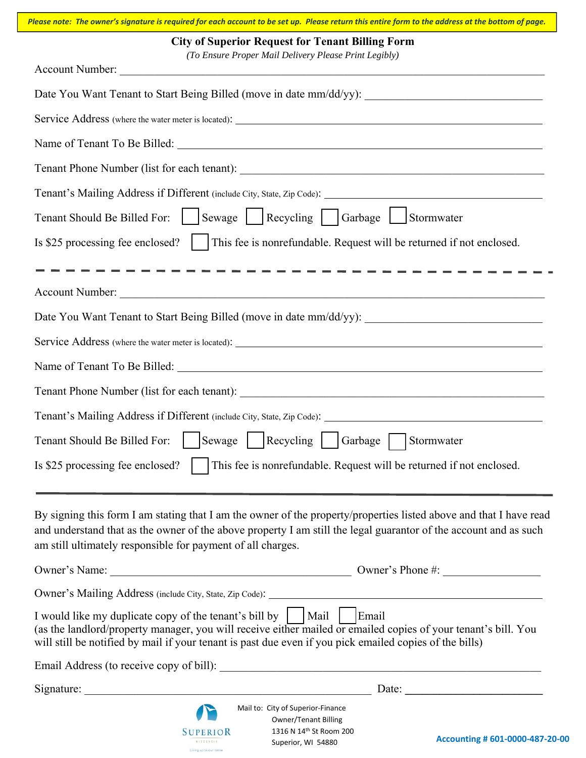***Please note: The owner's signature is required for each account to be set up. Please return this entire form to the address at the bottom of page.***

# City of Superior Request for Tenant Billing Form

*(To Ensure Proper Mail Delivery Please Print Legibly)*

Account Number: ______________________________

Date You Want Tenant to Start Being Billed (move in date mm/dd/yy): ______________________________

Service Address (where the water meter is located): ______________________________

Name of Tenant To Be Billed: ______________________________

Tenant Phone Number (list for each tenant): ______________________________

Tenant's Mailing Address if Different (include City, State, Zip Code): ______________________________

Tenant Should Be Billed For: ☐ Sewage ☐ Recycling ☐ Garbage ☐ Stormwater

Is $25 processing fee enclosed? ☐ This fee is nonrefundable. Request will be returned if not enclosed.

---

Account Number: ______________________________

Date You Want Tenant to Start Being Billed (move in date mm/dd/yy): ______________________________

Service Address (where the water meter is located): ______________________________

Name of Tenant To Be Billed: ______________________________

Tenant Phone Number (list for each tenant): ______________________________

Tenant's Mailing Address if Different (include City, State, Zip Code): ______________________________

Tenant Should Be Billed For: ☐ Sewage ☐ Recycling ☐ Garbage ☐ Stormwater

Is $25 processing fee enclosed? ☐ This fee is nonrefundable. Request will be returned if not enclosed.

---

By signing this form I am stating that I am the owner of the property/properties listed above and that I have read and understand that as the owner of the above property I am still the legal guarantor of the account and as such am still ultimately responsible for payment of all charges.

Owner's Name: ______________________________ Owner's Phone #: ________________

Owner's Mailing Address (include City, State, Zip Code): ______________________________

I would like my duplicate copy of the tenant's bill by ☐ Mail ☐ Email
(as the landlord/property manager, you will receive either mailed or emailed copies of your tenant's bill. You will still be notified by mail if your tenant is past due even if you pick emailed copies of the bills)

Email Address (to receive copy of bill): ______________________________

Signature: ______________________________ Date: ________________

SUPERIOR
WISCONSIN
Living up to our name

Mail to: City of Superior-Finance
Owner/Tenant Billing
1316 N 14th St Room 200
Superior, WI 54880

**Accounting # 601-0000-487-20-00**